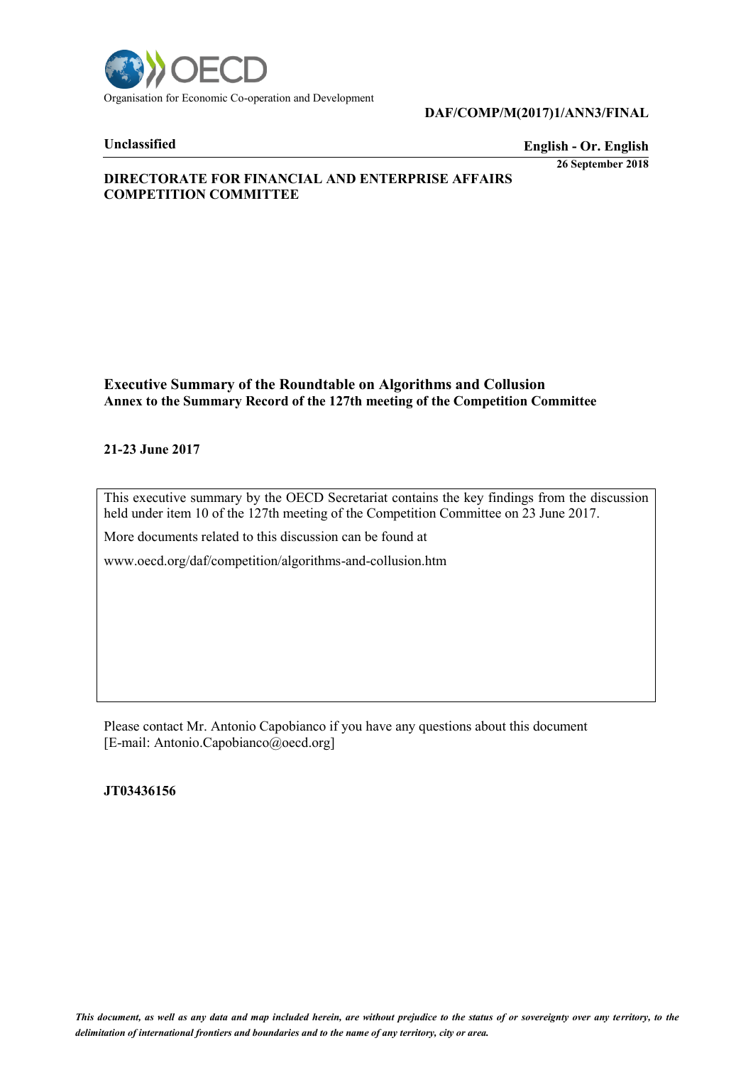Organisation for Economic Co-operation and Development

**DAF/COMP/M(2017)1/ANN3/FINAL**

**Unclassified** **English - Or. English**

**26 September 2018**

**DIRECTORATE FOR FINANCIAL AND ENTERPRISE AFFAIRS**
**COMPETITION COMMITTEE**

# Executive Summary of the Roundtable on Algorithms and Collusion

**Annex to the Summary Record of the 127th meeting of the Competition Committee**

**21-23 June 2017**

This executive summary by the OECD Secretariat contains the key findings from the discussion held under item 10 of the 127th meeting of the Competition Committee on 23 June 2017.

More documents related to this discussion can be found at

www.oecd.org/daf/competition/algorithms-and-collusion.htm

Please contact Mr. Antonio Capobianco if you have any questions about this document [E-mail: Antonio.Capobianco@oecd.org]

**JT03436156**

*This document, as well as any data and map included herein, are without prejudice to the status of or sovereignty over any territory, to the delimitation of international frontiers and boundaries and to the name of any territory, city or area.*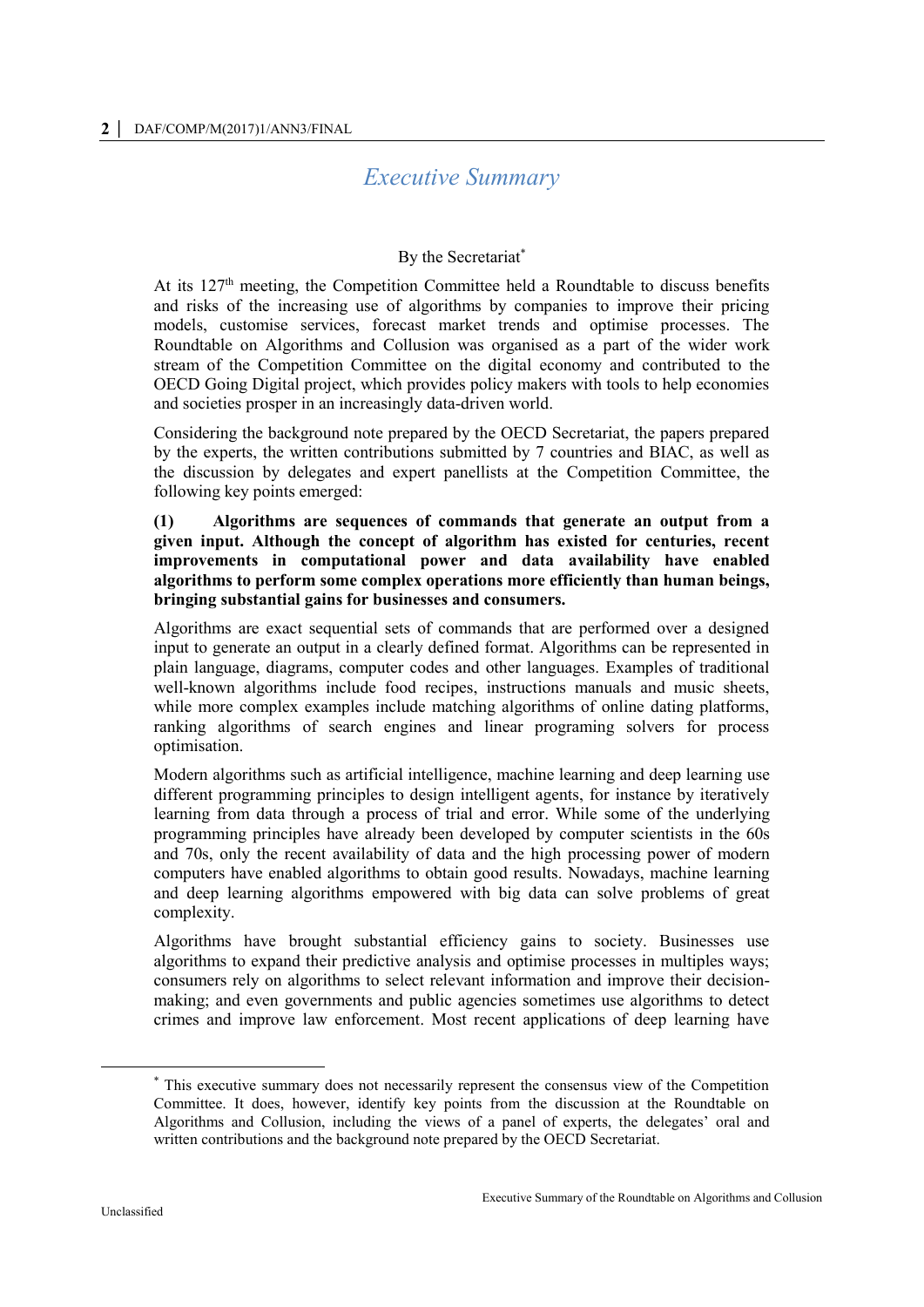# *Executive Summary*

By the Secretariat*

At its 127th meeting, the Competition Committee held a Roundtable to discuss benefits and risks of the increasing use of algorithms by companies to improve their pricing models, customise services, forecast market trends and optimise processes. The Roundtable on Algorithms and Collusion was organised as a part of the wider work stream of the Competition Committee on the digital economy and contributed to the OECD Going Digital project, which provides policy makers with tools to help economies and societies prosper in an increasingly data-driven world.

Considering the background note prepared by the OECD Secretariat, the papers prepared by the experts, the written contributions submitted by 7 countries and BIAC, as well as the discussion by delegates and expert panellists at the Competition Committee, the following key points emerged:

**(1) Algorithms are sequences of commands that generate an output from a given input. Although the concept of algorithm has existed for centuries, recent improvements in computational power and data availability have enabled algorithms to perform some complex operations more efficiently than human beings, bringing substantial gains for businesses and consumers.**

Algorithms are exact sequential sets of commands that are performed over a designed input to generate an output in a clearly defined format. Algorithms can be represented in plain language, diagrams, computer codes and other languages. Examples of traditional well-known algorithms include food recipes, instructions manuals and music sheets, while more complex examples include matching algorithms of online dating platforms, ranking algorithms of search engines and linear programing solvers for process optimisation.

Modern algorithms such as artificial intelligence, machine learning and deep learning use different programming principles to design intelligent agents, for instance by iteratively learning from data through a process of trial and error. While some of the underlying programming principles have already been developed by computer scientists in the 60s and 70s, only the recent availability of data and the high processing power of modern computers have enabled algorithms to obtain good results. Nowadays, machine learning and deep learning algorithms empowered with big data can solve problems of great complexity.

Algorithms have brought substantial efficiency gains to society. Businesses use algorithms to expand their predictive analysis and optimise processes in multiples ways; consumers rely on algorithms to select relevant information and improve their decision-making; and even governments and public agencies sometimes use algorithms to detect crimes and improve law enforcement. Most recent applications of deep learning have

* This executive summary does not necessarily represent the consensus view of the Competition Committee. It does, however, identify key points from the discussion at the Roundtable on Algorithms and Collusion, including the views of a panel of experts, the delegates' oral and written contributions and the background note prepared by the OECD Secretariat.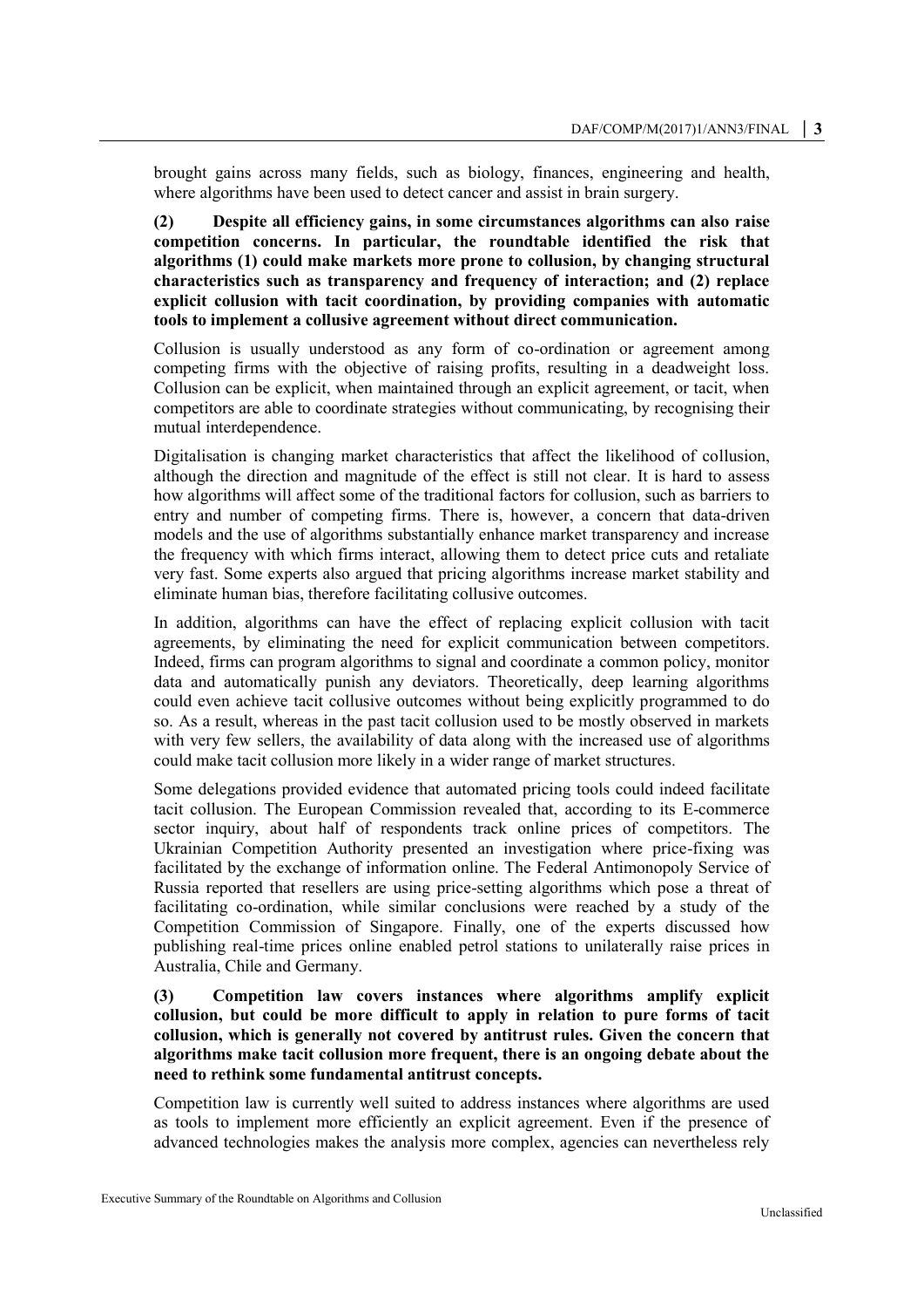brought gains across many fields, such as biology, finances, engineering and health, where algorithms have been used to detect cancer and assist in brain surgery.

**(2) Despite all efficiency gains, in some circumstances algorithms can also raise competition concerns. In particular, the roundtable identified the risk that algorithms (1) could make markets more prone to collusion, by changing structural characteristics such as transparency and frequency of interaction; and (2) replace explicit collusion with tacit coordination, by providing companies with automatic tools to implement a collusive agreement without direct communication.**

Collusion is usually understood as any form of co-ordination or agreement among competing firms with the objective of raising profits, resulting in a deadweight loss. Collusion can be explicit, when maintained through an explicit agreement, or tacit, when competitors are able to coordinate strategies without communicating, by recognising their mutual interdependence.

Digitalisation is changing market characteristics that affect the likelihood of collusion, although the direction and magnitude of the effect is still not clear. It is hard to assess how algorithms will affect some of the traditional factors for collusion, such as barriers to entry and number of competing firms. There is, however, a concern that data-driven models and the use of algorithms substantially enhance market transparency and increase the frequency with which firms interact, allowing them to detect price cuts and retaliate very fast. Some experts also argued that pricing algorithms increase market stability and eliminate human bias, therefore facilitating collusive outcomes.

In addition, algorithms can have the effect of replacing explicit collusion with tacit agreements, by eliminating the need for explicit communication between competitors. Indeed, firms can program algorithms to signal and coordinate a common policy, monitor data and automatically punish any deviators. Theoretically, deep learning algorithms could even achieve tacit collusive outcomes without being explicitly programmed to do so. As a result, whereas in the past tacit collusion used to be mostly observed in markets with very few sellers, the availability of data along with the increased use of algorithms could make tacit collusion more likely in a wider range of market structures.

Some delegations provided evidence that automated pricing tools could indeed facilitate tacit collusion. The European Commission revealed that, according to its E-commerce sector inquiry, about half of respondents track online prices of competitors. The Ukrainian Competition Authority presented an investigation where price-fixing was facilitated by the exchange of information online. The Federal Antimonopoly Service of Russia reported that resellers are using price-setting algorithms which pose a threat of facilitating co-ordination, while similar conclusions were reached by a study of the Competition Commission of Singapore. Finally, one of the experts discussed how publishing real-time prices online enabled petrol stations to unilaterally raise prices in Australia, Chile and Germany.

**(3) Competition law covers instances where algorithms amplify explicit collusion, but could be more difficult to apply in relation to pure forms of tacit collusion, which is generally not covered by antitrust rules. Given the concern that algorithms make tacit collusion more frequent, there is an ongoing debate about the need to rethink some fundamental antitrust concepts.**

Competition law is currently well suited to address instances where algorithms are used as tools to implement more efficiently an explicit agreement. Even if the presence of advanced technologies makes the analysis more complex, agencies can nevertheless rely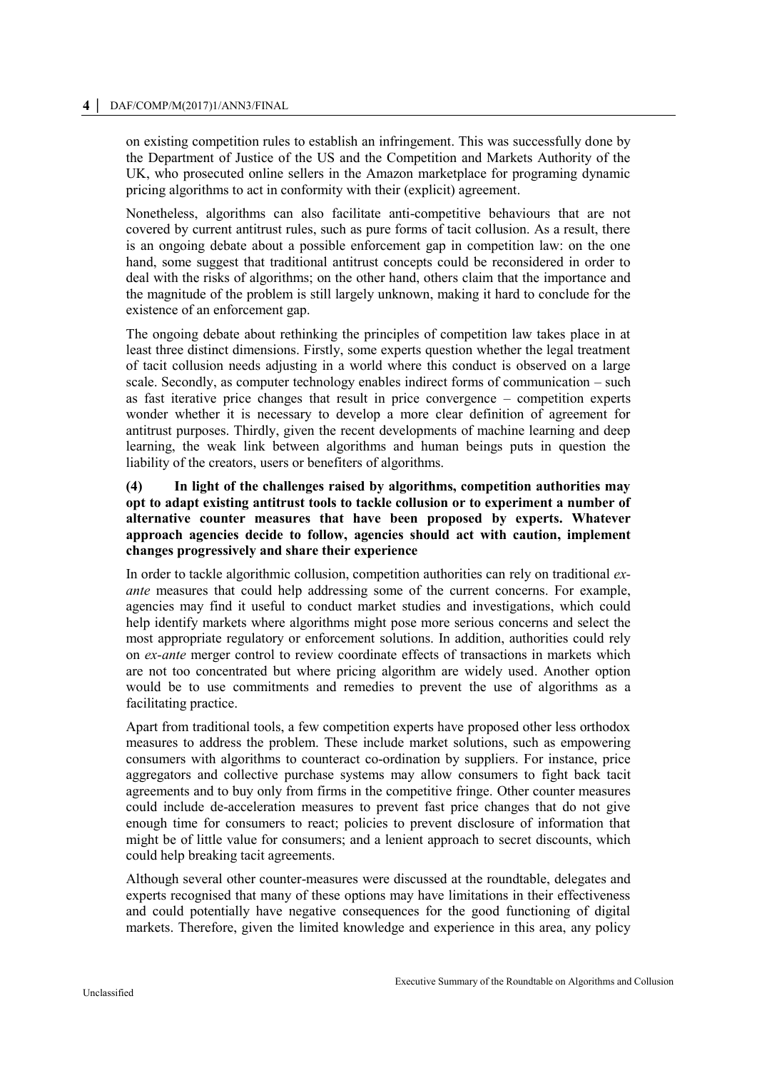on existing competition rules to establish an infringement. This was successfully done by the Department of Justice of the US and the Competition and Markets Authority of the UK, who prosecuted online sellers in the Amazon marketplace for programing dynamic pricing algorithms to act in conformity with their (explicit) agreement.

Nonetheless, algorithms can also facilitate anti-competitive behaviours that are not covered by current antitrust rules, such as pure forms of tacit collusion. As a result, there is an ongoing debate about a possible enforcement gap in competition law: on the one hand, some suggest that traditional antitrust concepts could be reconsidered in order to deal with the risks of algorithms; on the other hand, others claim that the importance and the magnitude of the problem is still largely unknown, making it hard to conclude for the existence of an enforcement gap.

The ongoing debate about rethinking the principles of competition law takes place in at least three distinct dimensions. Firstly, some experts question whether the legal treatment of tacit collusion needs adjusting in a world where this conduct is observed on a large scale. Secondly, as computer technology enables indirect forms of communication – such as fast iterative price changes that result in price convergence – competition experts wonder whether it is necessary to develop a more clear definition of agreement for antitrust purposes. Thirdly, given the recent developments of machine learning and deep learning, the weak link between algorithms and human beings puts in question the liability of the creators, users or benefiters of algorithms.

**(4) In light of the challenges raised by algorithms, competition authorities may opt to adapt existing antitrust tools to tackle collusion or to experiment a number of alternative counter measures that have been proposed by experts. Whatever approach agencies decide to follow, agencies should act with caution, implement changes progressively and share their experience**

In order to tackle algorithmic collusion, competition authorities can rely on traditional *ex-ante* measures that could help addressing some of the current concerns. For example, agencies may find it useful to conduct market studies and investigations, which could help identify markets where algorithms might pose more serious concerns and select the most appropriate regulatory or enforcement solutions. In addition, authorities could rely on *ex-ante* merger control to review coordinate effects of transactions in markets which are not too concentrated but where pricing algorithm are widely used. Another option would be to use commitments and remedies to prevent the use of algorithms as a facilitating practice.

Apart from traditional tools, a few competition experts have proposed other less orthodox measures to address the problem. These include market solutions, such as empowering consumers with algorithms to counteract co-ordination by suppliers. For instance, price aggregators and collective purchase systems may allow consumers to fight back tacit agreements and to buy only from firms in the competitive fringe. Other counter measures could include de-acceleration measures to prevent fast price changes that do not give enough time for consumers to react; policies to prevent disclosure of information that might be of little value for consumers; and a lenient approach to secret discounts, which could help breaking tacit agreements.

Although several other counter-measures were discussed at the roundtable, delegates and experts recognised that many of these options may have limitations in their effectiveness and could potentially have negative consequences for the good functioning of digital markets. Therefore, given the limited knowledge and experience in this area, any policy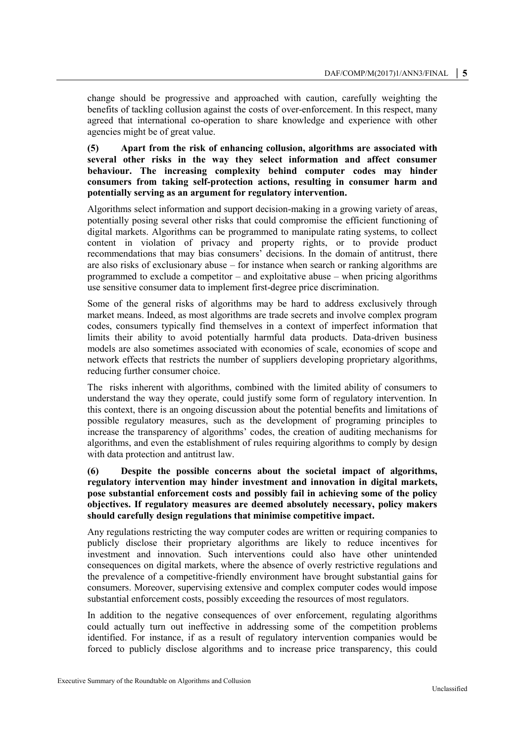change should be progressive and approached with caution, carefully weighting the benefits of tackling collusion against the costs of over-enforcement. In this respect, many agreed that international co-operation to share knowledge and experience with other agencies might be of great value.

**(5) Apart from the risk of enhancing collusion, algorithms are associated with several other risks in the way they select information and affect consumer behaviour. The increasing complexity behind computer codes may hinder consumers from taking self-protection actions, resulting in consumer harm and potentially serving as an argument for regulatory intervention.**

Algorithms select information and support decision-making in a growing variety of areas, potentially posing several other risks that could compromise the efficient functioning of digital markets. Algorithms can be programmed to manipulate rating systems, to collect content in violation of privacy and property rights, or to provide product recommendations that may bias consumers' decisions. In the domain of antitrust, there are also risks of exclusionary abuse – for instance when search or ranking algorithms are programmed to exclude a competitor – and exploitative abuse – when pricing algorithms use sensitive consumer data to implement first-degree price discrimination.

Some of the general risks of algorithms may be hard to address exclusively through market means. Indeed, as most algorithms are trade secrets and involve complex program codes, consumers typically find themselves in a context of imperfect information that limits their ability to avoid potentially harmful data products. Data-driven business models are also sometimes associated with economies of scale, economies of scope and network effects that restricts the number of suppliers developing proprietary algorithms, reducing further consumer choice.

The risks inherent with algorithms, combined with the limited ability of consumers to understand the way they operate, could justify some form of regulatory intervention. In this context, there is an ongoing discussion about the potential benefits and limitations of possible regulatory measures, such as the development of programing principles to increase the transparency of algorithms' codes, the creation of auditing mechanisms for algorithms, and even the establishment of rules requiring algorithms to comply by design with data protection and antitrust law.

**(6) Despite the possible concerns about the societal impact of algorithms, regulatory intervention may hinder investment and innovation in digital markets, pose substantial enforcement costs and possibly fail in achieving some of the policy objectives. If regulatory measures are deemed absolutely necessary, policy makers should carefully design regulations that minimise competitive impact.**

Any regulations restricting the way computer codes are written or requiring companies to publicly disclose their proprietary algorithms are likely to reduce incentives for investment and innovation. Such interventions could also have other unintended consequences on digital markets, where the absence of overly restrictive regulations and the prevalence of a competitive-friendly environment have brought substantial gains for consumers. Moreover, supervising extensive and complex computer codes would impose substantial enforcement costs, possibly exceeding the resources of most regulators.

In addition to the negative consequences of over enforcement, regulating algorithms could actually turn out ineffective in addressing some of the competition problems identified. For instance, if as a result of regulatory intervention companies would be forced to publicly disclose algorithms and to increase price transparency, this could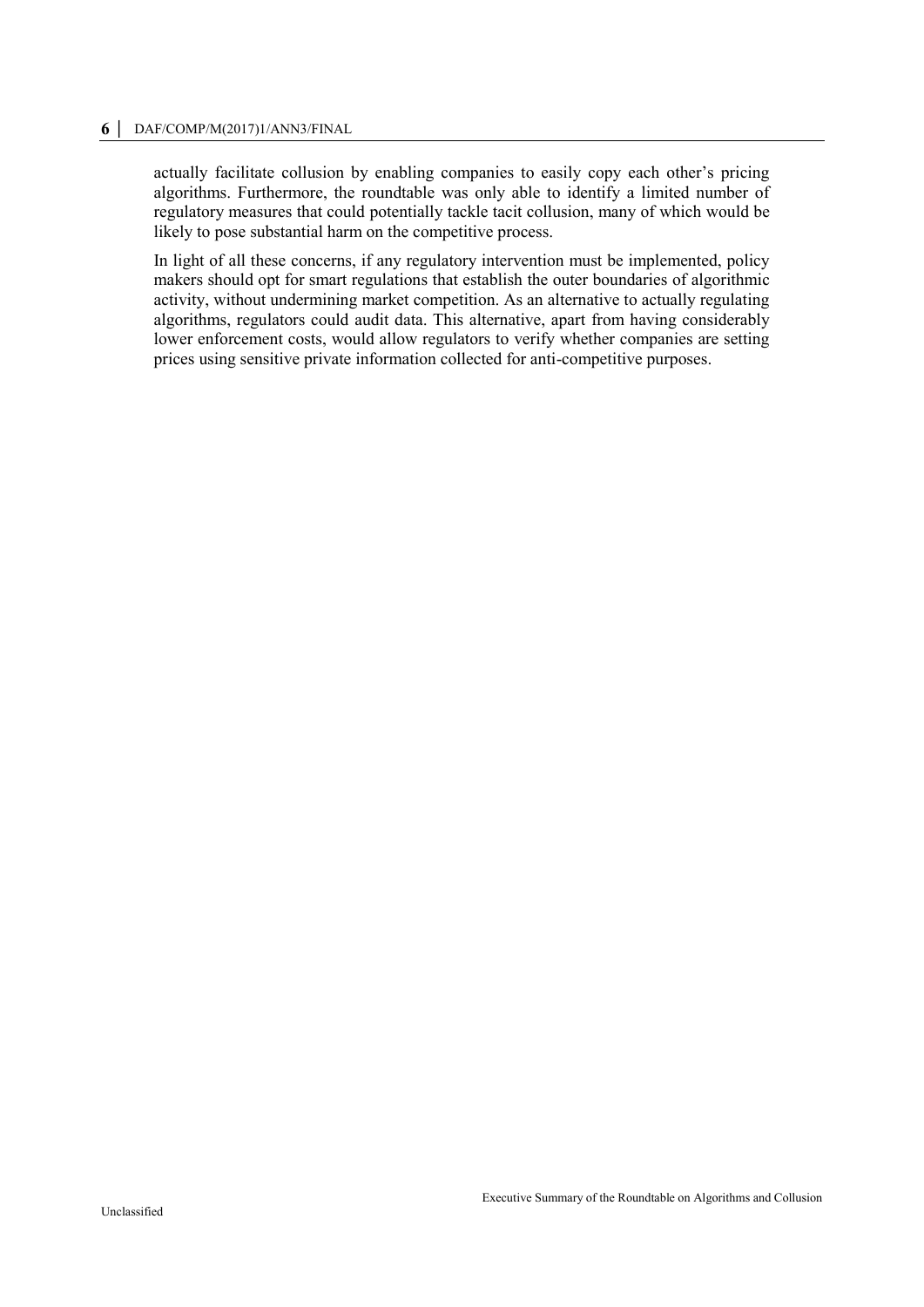actually facilitate collusion by enabling companies to easily copy each other's pricing algorithms. Furthermore, the roundtable was only able to identify a limited number of regulatory measures that could potentially tackle tacit collusion, many of which would be likely to pose substantial harm on the competitive process.

In light of all these concerns, if any regulatory intervention must be implemented, policy makers should opt for smart regulations that establish the outer boundaries of algorithmic activity, without undermining market competition. As an alternative to actually regulating algorithms, regulators could audit data. This alternative, apart from having considerably lower enforcement costs, would allow regulators to verify whether companies are setting prices using sensitive private information collected for anti-competitive purposes.